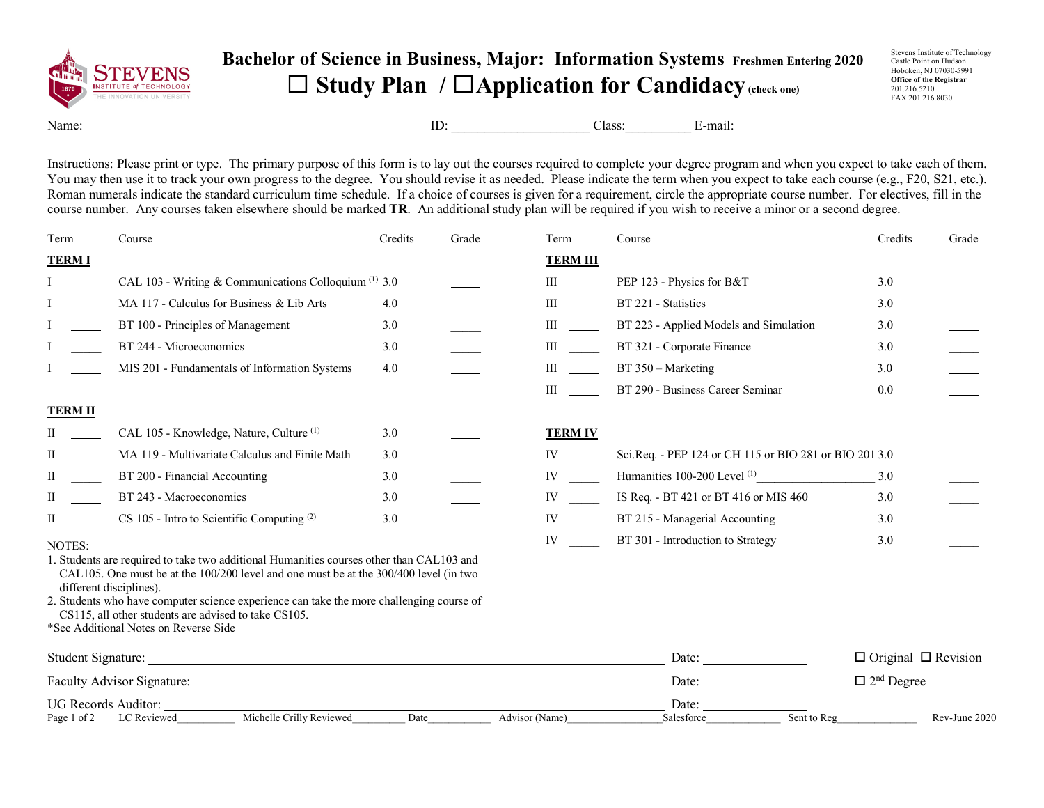# Bachelor of Science in Business, Major: Information Systems Freshmen Entering 2020

## ☐ Study Plan / ☐ Application for Candidacy (check one)

Stevens Institute of Technology
Castle Point on Hudson
Hoboken, NJ 07030-5991
**Office of the Registrar**
201.216.5210
FAX 201.216.8030

Name: ______________________ ID: ____________ Class: _________ E-mail: ____________________

Instructions: Please print or type. The primary purpose of this form is to lay out the courses required to complete your degree program and when you expect to take each of them. You may then use it to track your own progress to the degree. You should revise it as needed. Please indicate the term when you expect to take each course (e.g., F20, S21, etc.). Roman numerals indicate the standard curriculum time schedule. If a choice of courses is given for a requirement, circle the appropriate course number. For electives, fill in the course number. Any courses taken elsewhere should be marked **TR**. An additional study plan will be required if you wish to receive a minor or a second degree.

| Term | | Course | Credits | Grade |
|---|---|---|---|---|
| **TERM I** | | | | |
| I | _____ | CAL 103 - Writing & Communications Colloquium [1] | 3.0 | _____ |
| I | _____ | MA 117 - Calculus for Business & Lib Arts | 4.0 | _____ |
| I | _____ | BT 100 - Principles of Management | 3.0 | _____ |
| I | _____ | BT 244 - Microeconomics | 3.0 | _____ |
| I | _____ | MIS 201 - Fundamentals of Information Systems | 4.0 | _____ |
| **TERM II** | | | | |
| II | _____ | CAL 105 - Knowledge, Nature, Culture [1] | 3.0 | _____ |
| II | _____ | MA 119 - Multivariate Calculus and Finite Math | 3.0 | _____ |
| II | _____ | BT 200 - Financial Accounting | 3.0 | _____ |
| II | _____ | BT 243 - Macroeconomics | 3.0 | _____ |
| II | _____ | CS 105 - Intro to Scientific Computing [2] | 3.0 | _____ |
| **TERM III** | | | | |
| III | _____ | PEP 123 - Physics for B&T | 3.0 | _____ |
| III | _____ | BT 221 - Statistics | 3.0 | _____ |
| III | _____ | BT 223 - Applied Models and Simulation | 3.0 | _____ |
| III | _____ | BT 321 - Corporate Finance | 3.0 | _____ |
| III | _____ | BT 350 – Marketing | 3.0 | _____ |
| III | _____ | BT 290 - Business Career Seminar | 0.0 | _____ |
| **TERM IV** | | | | |
| IV | _____ | Sci.Req. - PEP 124 or CH 115 or BIO 281 or BIO 201 | 3.0 | _____ |
| IV | _____ | Humanities 100-200 Level [1] ____________ | 3.0 | _____ |
| IV | _____ | IS Req. - BT 421 or BT 416 or MIS 460 | 3.0 | _____ |
| IV | _____ | BT 215 - Managerial Accounting | 3.0 | _____ |
| IV | _____ | BT 301 - Introduction to Strategy | 3.0 | _____ |

NOTES:
1. Students are required to take two additional Humanities courses other than CAL103 and CAL105. One must be at the 100/200 level and one must be at the 300/400 level (in two different disciplines).
2. Students who have computer science experience can take the more challenging course of CS115, all other students are advised to take CS105.

*See Additional Notes on Reverse Side

Student Signature: ______________________________ Date: ____________ ☐ Original ☐ Revision

Faculty Advisor Signature: ______________________________ Date: ____________ ☐ 2nd Degree

UG Records Auditor: ______________________________ Date: ____________

LC Reviewed__________ Michelle Crilly Reviewed_________ Date___________ Advisor (Name)________________ Salesforce_____________ Sent to Reg______________ Rev-June 2020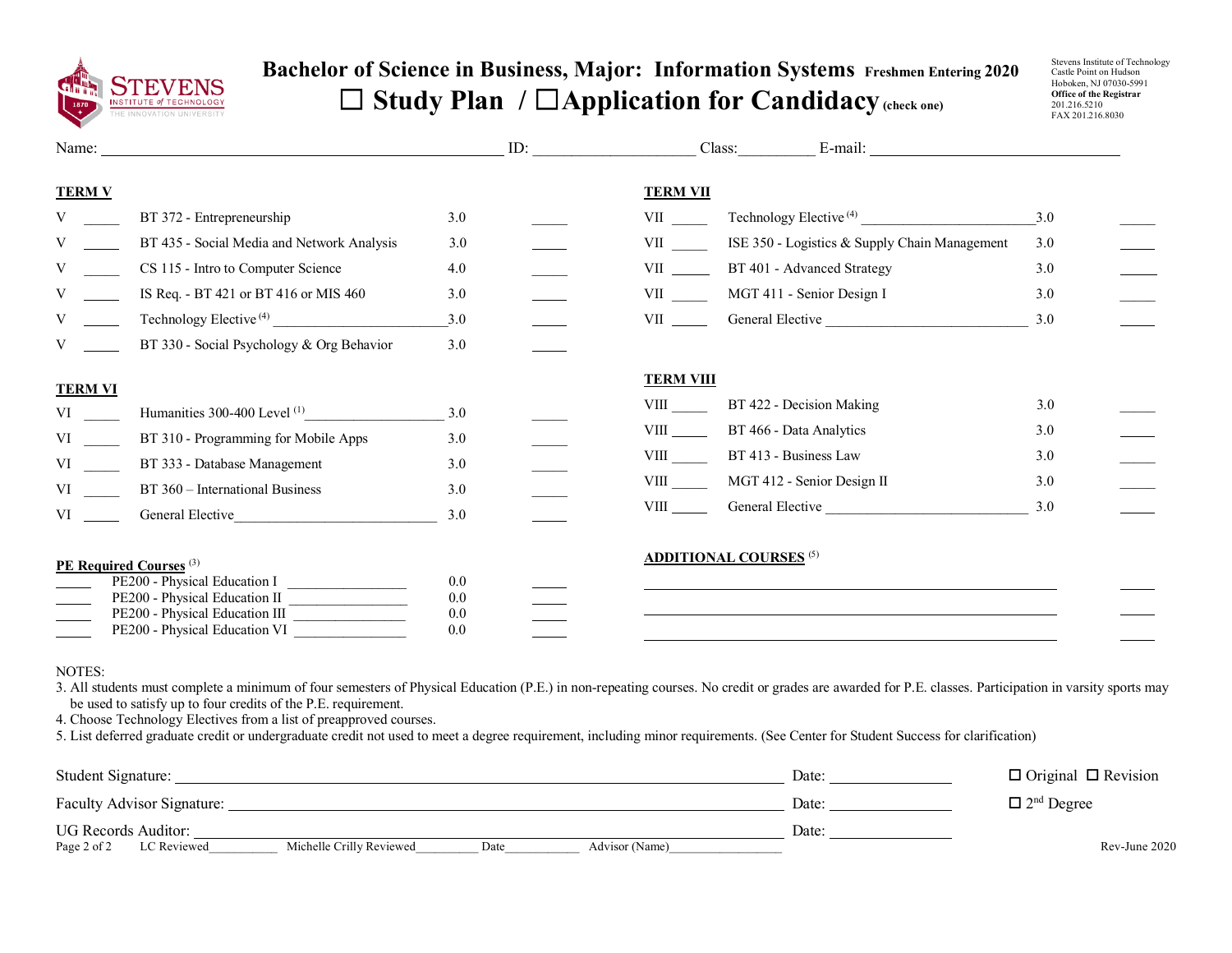# Bachelor of Science in Business, Major: Information Systems Freshmen Entering 2020

## ☐ Study Plan / ☐ Application for Candidacy (check one)

Stevens Institute of Technology
Castle Point on Hudson
Hoboken, NJ 07030-5991
**Office of the Registrar**
201.216.5210
FAX 201.216.8030

Name: ____________________ ID: ____________ Class: ________ E-mail: ____________________

### TERM V

| | | | | |
|---|---|---|---|---|
| V | _____ | BT 372 - Entrepreneurship | 3.0 | _____ |
| V | _____ | BT 435 - Social Media and Network Analysis | 3.0 | _____ |
| V | _____ | CS 115 - Intro to Computer Science | 4.0 | _____ |
| V | _____ | IS Req. - BT 421 or BT 416 or MIS 460 | 3.0 | _____ |
| V | _____ | Technology Elective [4] ____________ | 3.0 | _____ |
| V | _____ | BT 330 - Social Psychology & Org Behavior | 3.0 | _____ |

### TERM VI

| | | | | |
|---|---|---|---|---|
| VI | _____ | Humanities 300-400 Level [1] ____________ | 3.0 | _____ |
| VI | _____ | BT 310 - Programming for Mobile Apps | 3.0 | _____ |
| VI | _____ | BT 333 - Database Management | 3.0 | _____ |
| VI | _____ | BT 360 – International Business | 3.0 | _____ |
| VI | _____ | General Elective ____________ | 3.0 | _____ |

### PE Required Courses [3]

| | | | |
|---|---|---|---|
| _____ | PE200 - Physical Education I ____________ | 0.0 | _____ |
| _____ | PE200 - Physical Education II ____________ | 0.0 | _____ |
| _____ | PE200 - Physical Education III ____________ | 0.0 | _____ |
| _____ | PE200 - Physical Education VI ____________ | 0.0 | _____ |

### TERM VII

| | | | | |
|---|---|---|---|---|
| VII | _____ | Technology Elective [4] ____________ | 3.0 | _____ |
| VII | _____ | ISE 350 - Logistics & Supply Chain Management | 3.0 | _____ |
| VII | _____ | BT 401 - Advanced Strategy | 3.0 | _____ |
| VII | _____ | MGT 411 - Senior Design I | 3.0 | _____ |
| VII | _____ | General Elective ____________ | 3.0 | _____ |

### TERM VIII

| | | | | |
|---|---|---|---|---|
| VIII | _____ | BT 422 - Decision Making | 3.0 | _____ |
| VIII | _____ | BT 466 - Data Analytics | 3.0 | _____ |
| VIII | _____ | BT 413 - Business Law | 3.0 | _____ |
| VIII | _____ | MGT 412 - Senior Design II | 3.0 | _____ |
| VIII | _____ | General Elective ____________ | 3.0 | _____ |

### ADDITIONAL COURSES [5]

| | |
|---|---|
| ____________________________ | _____ |
| ____________________________ | _____ |
| ____________________________ | _____ |

NOTES:

3. All students must complete a minimum of four semesters of Physical Education (P.E.) in non-repeating courses. No credit or grades are awarded for P.E. classes. Participation in varsity sports may be used to satisfy up to four credits of the P.E. requirement.
4. Choose Technology Electives from a list of preapproved courses.
5. List deferred graduate credit or undergraduate credit not used to meet a degree requirement, including minor requirements. (See Center for Student Success for clarification)

Student Signature: ____________________ Date: __________ ☐ Original ☐ Revision

Faculty Advisor Signature: ____________________ Date: __________ ☐ 2nd Degree

UG Records Auditor: ____________________ Date: __________

LC Reviewed________ Michelle Crilly Reviewed________ Date________ Advisor (Name)____________

Rev-June 2020